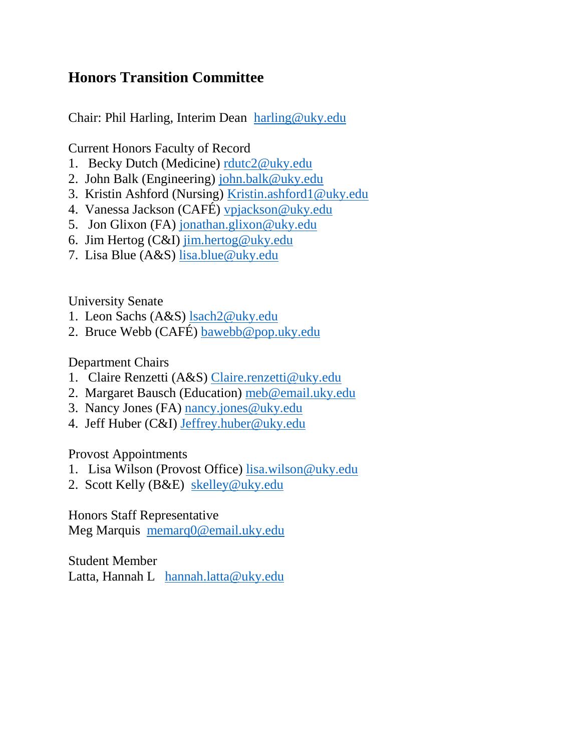# Honors Transition Committee

Chair: Phil Harling, Interim Dean harling@uky.edu

Current Honors Faculty of Record

1. Becky Dutch (Medicine) rdutc2@uky.edu
2. John Balk (Engineering) john.balk@uky.edu
3. Kristin Ashford (Nursing) Kristin.ashford1@uky.edu
4. Vanessa Jackson (CAFÉ) vpjackson@uky.edu
5. Jon Glixon (FA) jonathan.glixon@uky.edu
6. Jim Hertog (C&I) jim.hertog@uky.edu
7. Lisa Blue (A&S) lisa.blue@uky.edu

University Senate

1. Leon Sachs (A&S) lsach2@uky.edu
2. Bruce Webb (CAFÉ) bawebb@pop.uky.edu

Department Chairs

1. Claire Renzetti (A&S) Claire.renzetti@uky.edu
2. Margaret Bausch (Education) meb@email.uky.edu
3. Nancy Jones (FA) nancy.jones@uky.edu
4. Jeff Huber (C&I) Jeffrey.huber@uky.edu

Provost Appointments

1. Lisa Wilson (Provost Office) lisa.wilson@uky.edu
2. Scott Kelly (B&E) skelley@uky.edu

Honors Staff Representative

Meg Marquis memarq0@email.uky.edu

Student Member

Latta, Hannah L hannah.latta@uky.edu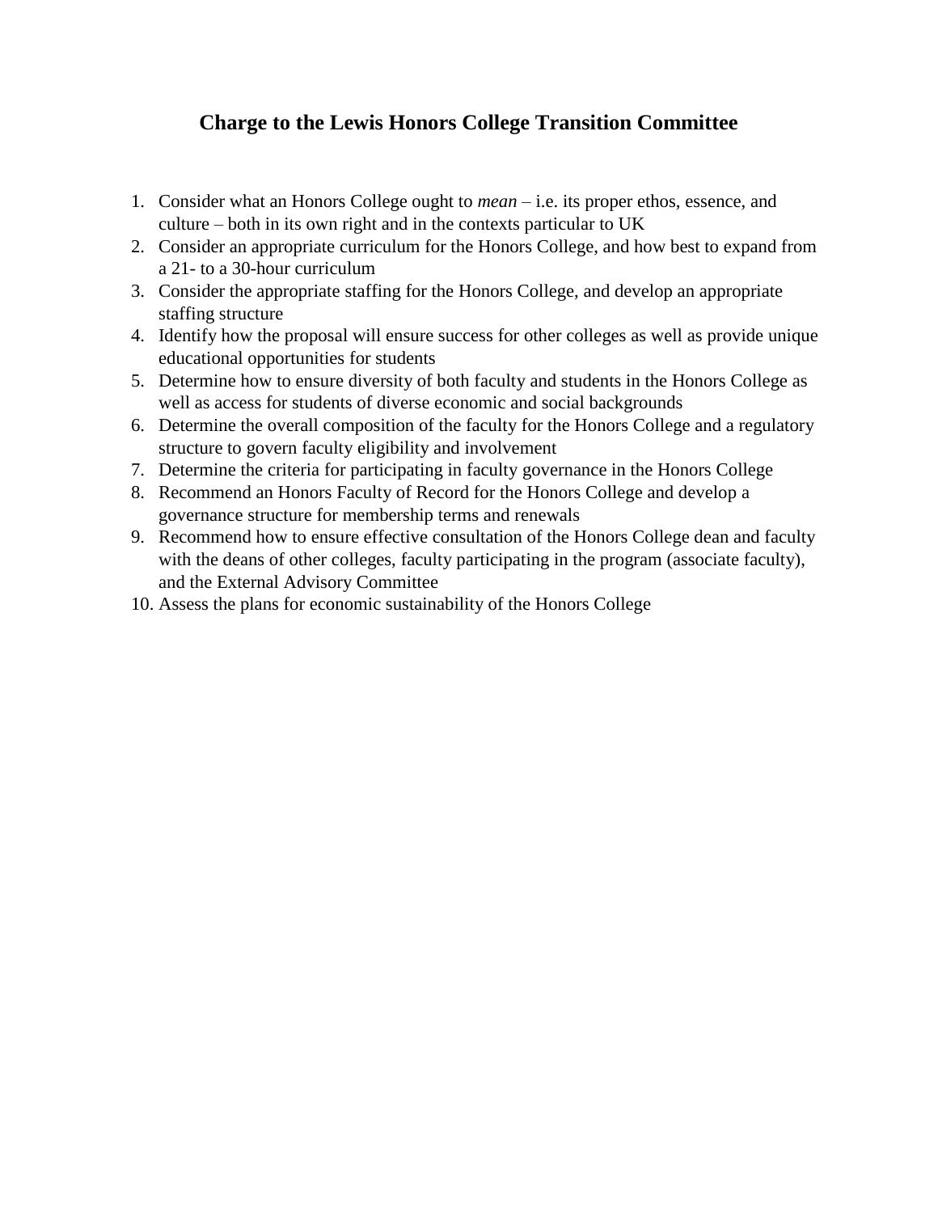## Charge to the Lewis Honors College Transition Committee

1. Consider what an Honors College ought to *mean* – i.e. its proper ethos, essence, and culture – both in its own right and in the contexts particular to UK
2. Consider an appropriate curriculum for the Honors College, and how best to expand from a 21- to a 30-hour curriculum
3. Consider the appropriate staffing for the Honors College, and develop an appropriate staffing structure
4. Identify how the proposal will ensure success for other colleges as well as provide unique educational opportunities for students
5. Determine how to ensure diversity of both faculty and students in the Honors College as well as access for students of diverse economic and social backgrounds
6. Determine the overall composition of the faculty for the Honors College and a regulatory structure to govern faculty eligibility and involvement
7. Determine the criteria for participating in faculty governance in the Honors College
8. Recommend an Honors Faculty of Record for the Honors College and develop a governance structure for membership terms and renewals
9. Recommend how to ensure effective consultation of the Honors College dean and faculty with the deans of other colleges, faculty participating in the program (associate faculty), and the External Advisory Committee
10. Assess the plans for economic sustainability of the Honors College